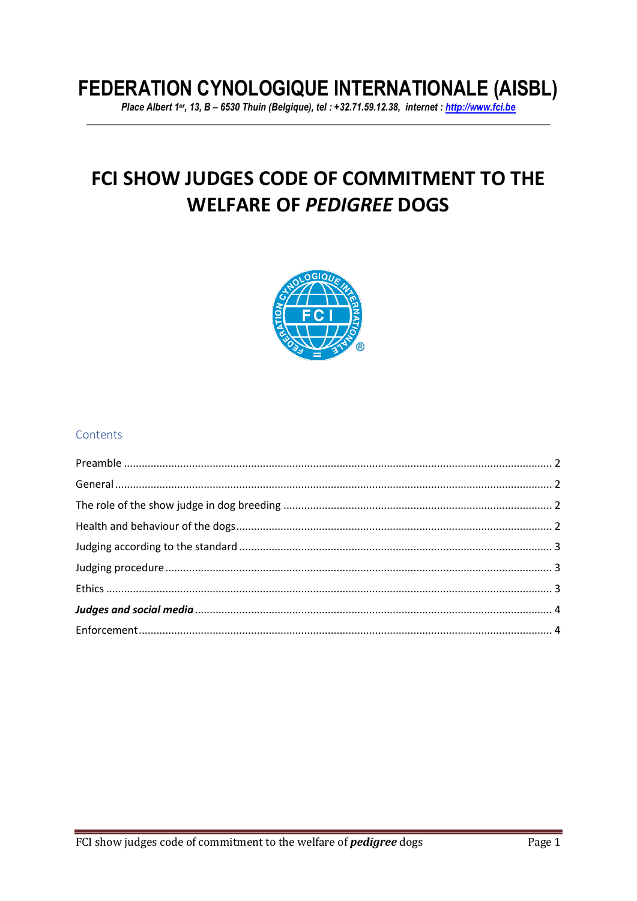# FEDERATION CYNOLOGIQUE INTERNATIONALE (AISBL)

*Place Albert 1er, 13, B – 6530 Thuin (Belgique), tel : +32.71.59.12.38, internet : http://www.fci.be*

# FCI SHOW JUDGES CODE OF COMMITMENT TO THE WELFARE OF *PEDIGREE* DOGS

## Contents

- Preamble ........ 2
- General ........ 2
- The role of the show judge in dog breeding ........ 2
- Health and behaviour of the dogs ........ 2
- Judging according to the standard ........ 3
- Judging procedure ........ 3
- Ethics ........ 3
- ***Judges and social media*** ........ 4
- Enforcement ........ 4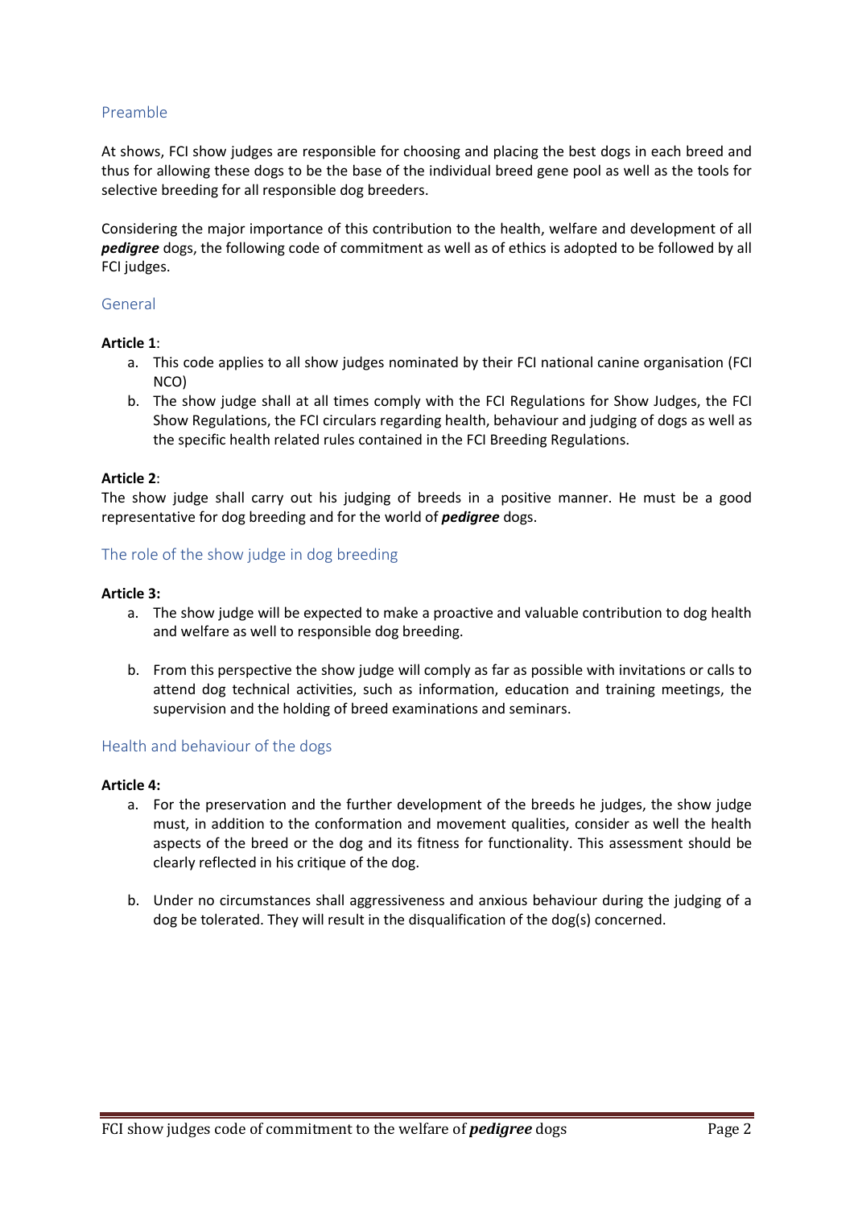## Preamble

At shows, FCI show judges are responsible for choosing and placing the best dogs in each breed and thus for allowing these dogs to be the base of the individual breed gene pool as well as the tools for selective breeding for all responsible dog breeders.

Considering the major importance of this contribution to the health, welfare and development of all ***pedigree*** dogs, the following code of commitment as well as of ethics is adopted to be followed by all FCI judges.

## General

**Article 1**:

a. This code applies to all show judges nominated by their FCI national canine organisation (FCI NCO)
b. The show judge shall at all times comply with the FCI Regulations for Show Judges, the FCI Show Regulations, the FCI circulars regarding health, behaviour and judging of dogs as well as the specific health related rules contained in the FCI Breeding Regulations.

**Article 2**:

The show judge shall carry out his judging of breeds in a positive manner. He must be a good representative for dog breeding and for the world of ***pedigree*** dogs.

## The role of the show judge in dog breeding

**Article 3:**

a. The show judge will be expected to make a proactive and valuable contribution to dog health and welfare as well to responsible dog breeding.

b. From this perspective the show judge will comply as far as possible with invitations or calls to attend dog technical activities, such as information, education and training meetings, the supervision and the holding of breed examinations and seminars.

## Health and behaviour of the dogs

**Article 4:**

a. For the preservation and the further development of the breeds he judges, the show judge must, in addition to the conformation and movement qualities, consider as well the health aspects of the breed or the dog and its fitness for functionality. This assessment should be clearly reflected in his critique of the dog.

b. Under no circumstances shall aggressiveness and anxious behaviour during the judging of a dog be tolerated. They will result in the disqualification of the dog(s) concerned.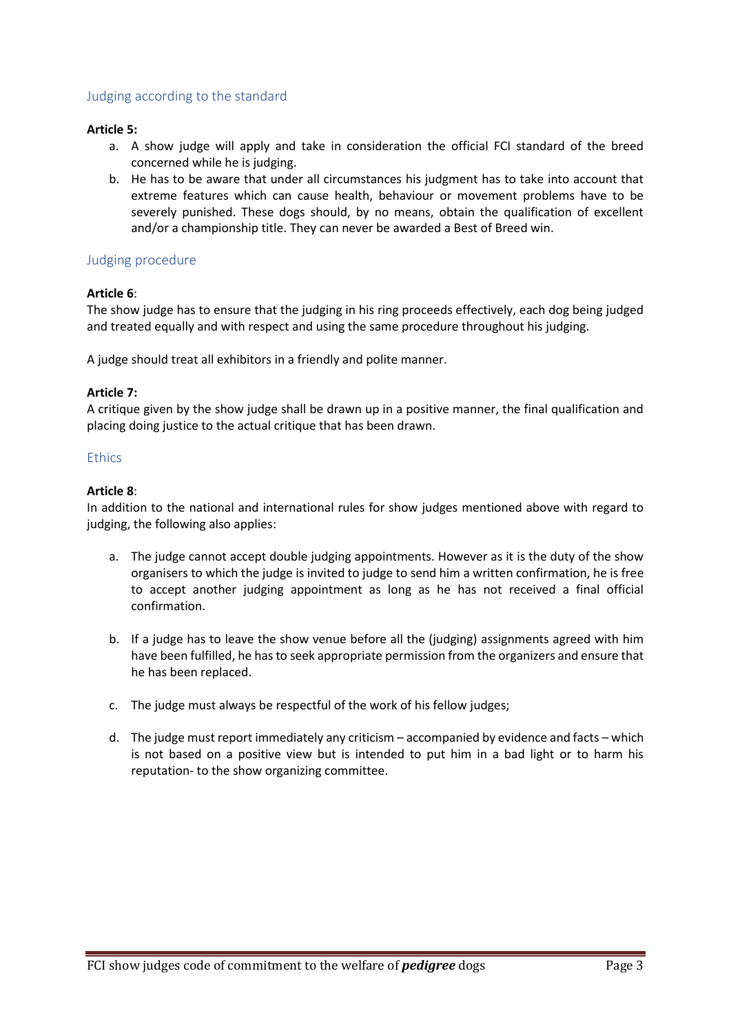## Judging according to the standard

**Article 5:**

a. A show judge will apply and take in consideration the official FCI standard of the breed concerned while he is judging.
b. He has to be aware that under all circumstances his judgment has to take into account that extreme features which can cause health, behaviour or movement problems have to be severely punished. These dogs should, by no means, obtain the qualification of excellent and/or a championship title. They can never be awarded a Best of Breed win.

## Judging procedure

**Article 6**:

The show judge has to ensure that the judging in his ring proceeds effectively, each dog being judged and treated equally and with respect and using the same procedure throughout his judging.

A judge should treat all exhibitors in a friendly and polite manner.

**Article 7:**

A critique given by the show judge shall be drawn up in a positive manner, the final qualification and placing doing justice to the actual critique that has been drawn.

## Ethics

**Article 8**:

In addition to the national and international rules for show judges mentioned above with regard to judging, the following also applies:

a. The judge cannot accept double judging appointments. However as it is the duty of the show organisers to which the judge is invited to judge to send him a written confirmation, he is free to accept another judging appointment as long as he has not received a final official confirmation.

b. If a judge has to leave the show venue before all the (judging) assignments agreed with him have been fulfilled, he has to seek appropriate permission from the organizers and ensure that he has been replaced.

c. The judge must always be respectful of the work of his fellow judges;

d. The judge must report immediately any criticism – accompanied by evidence and facts – which is not based on a positive view but is intended to put him in a bad light or to harm his reputation- to the show organizing committee.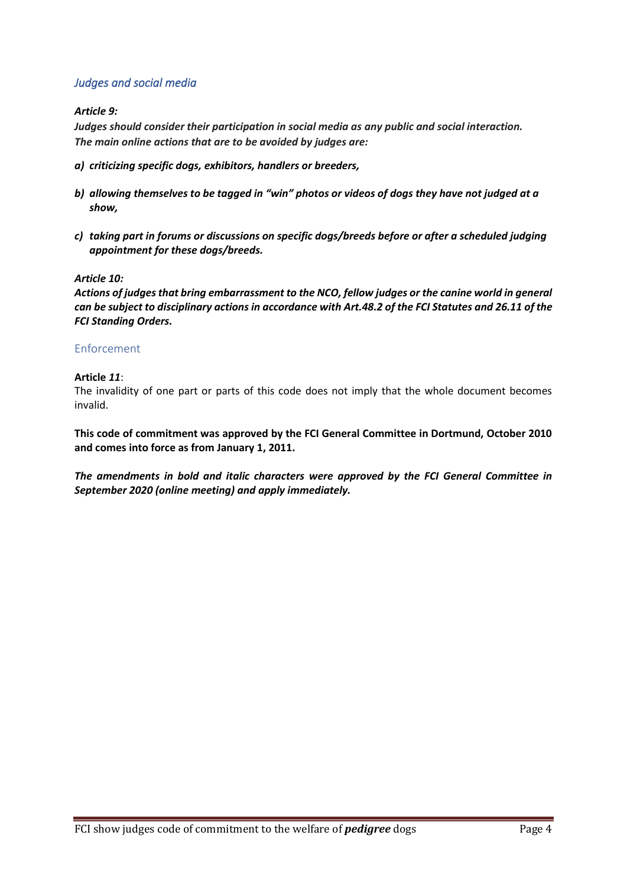### *Judges and social media*

***Article 9:***

***Judges should consider their participation in social media as any public and social interaction. The main online actions that are to be avoided by judges are:***

***a) criticizing specific dogs, exhibitors, handlers or breeders,***

***b) allowing themselves to be tagged in "win" photos or videos of dogs they have not judged at a show,***

***c) taking part in forums or discussions on specific dogs/breeds before or after a scheduled judging appointment for these dogs/breeds.***

***Article 10:***

***Actions of judges that bring embarrassment to the NCO, fellow judges or the canine world in general can be subject to disciplinary actions in accordance with Art.48.2 of the FCI Statutes and 26.11 of the FCI Standing Orders.***

### Enforcement

**Article *11***:

The invalidity of one part or parts of this code does not imply that the whole document becomes invalid.

**This code of commitment was approved by the FCI General Committee in Dortmund, October 2010 and comes into force as from January 1, 2011.**

***The amendments in bold and italic characters were approved by the FCI General Committee in September 2020 (online meeting) and apply immediately.***